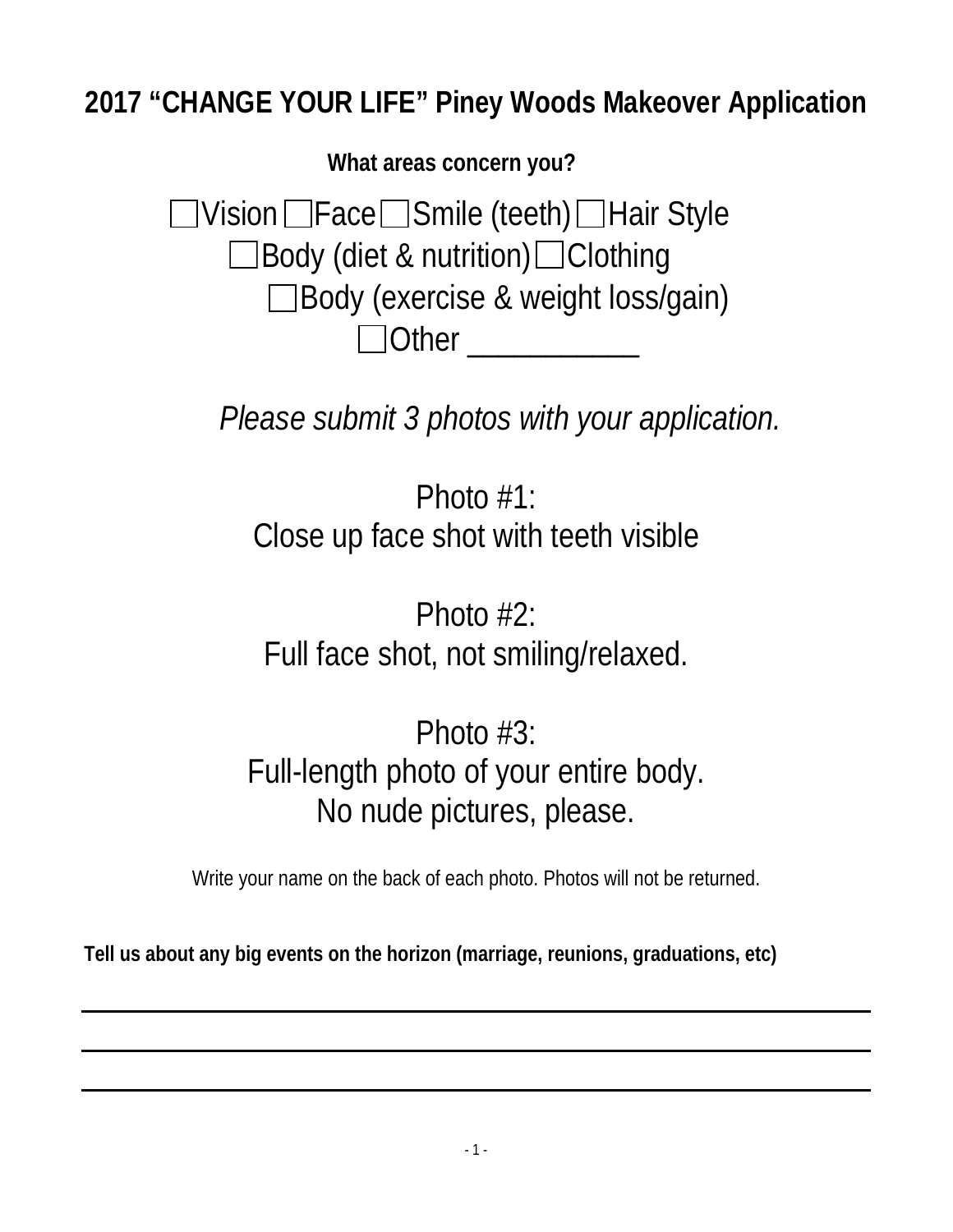# 2017 "CHANGE YOUR LIFE" Piney Woods Makeover Application

**What areas concern you?**

☐ Vision ☐ Face ☐ Smile (teeth) ☐ Hair Style
☐ Body (diet & nutrition) ☐ Clothing
☐ Body (exercise & weight loss/gain)
☐ Other ___________

*Please submit 3 photos with your application.*

Photo #1:
Close up face shot with teeth visible

Photo #2:
Full face shot, not smiling/relaxed.

Photo #3:
Full-length photo of your entire body.
No nude pictures, please.

Write your name on the back of each photo. Photos will not be returned.

**Tell us about any big events on the horizon (marriage, reunions, graduations, etc)**

______________________________________________________________________

______________________________________________________________________

______________________________________________________________________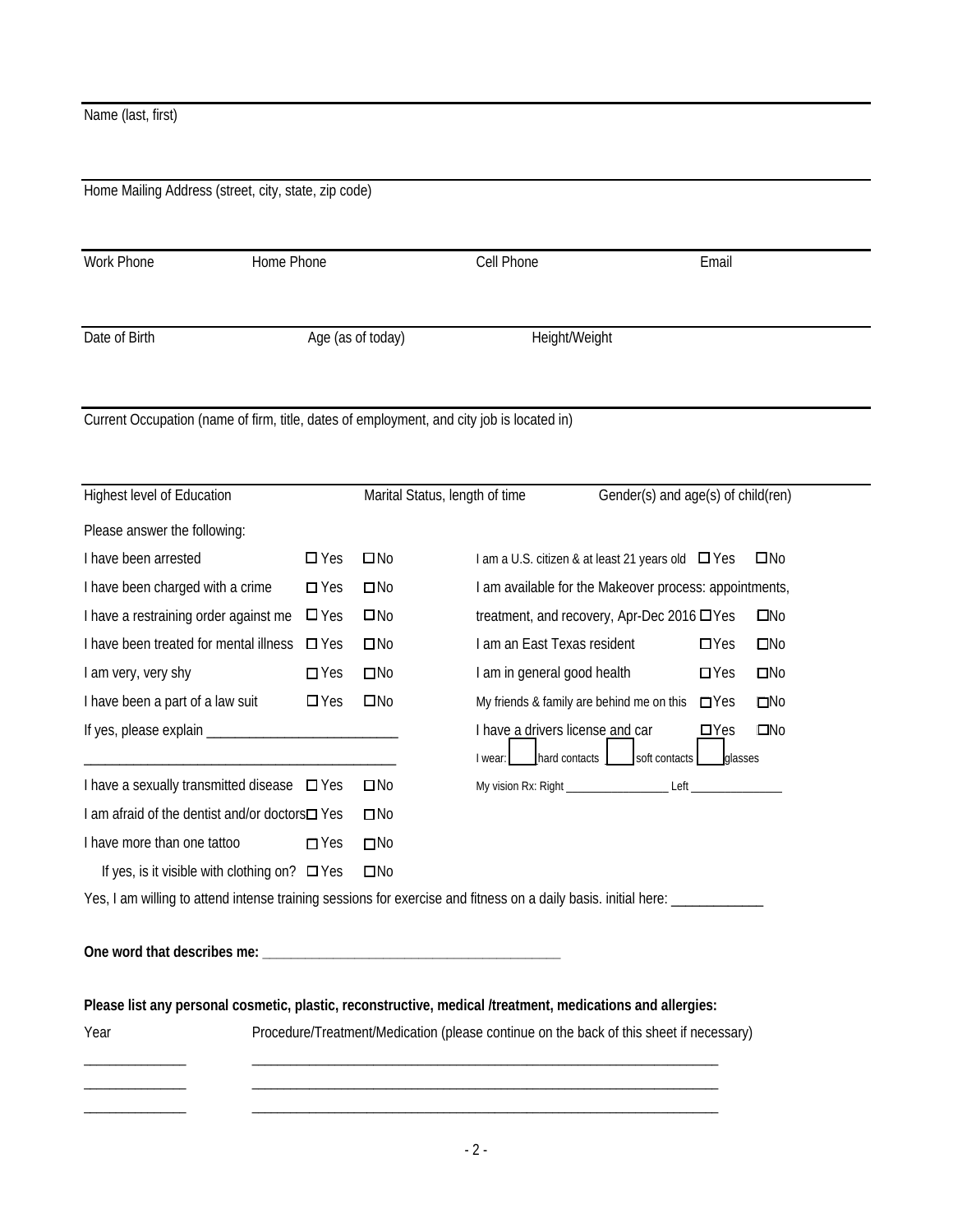Name (last, first)

Home Mailing Address (street, city, state, zip code)

| Work Phone | Home Phone | Cell Phone | Email |
|---|---|---|---|

| Date of Birth | Age (as of today) | Height/Weight |
|---|---|---|

Current Occupation (name of firm, title, dates of employment, and city job is located in)

| Highest level of Education | Marital Status, length of time | Gender(s) and age(s) of child(ren) |
|---|---|---|

Please answer the following:

| | | | | | |
|---|---|---|---|---|---|
| I have been arrested | ☐ Yes | ☐ No | I am a U.S. citizen & at least 21 years old | ☐ Yes | ☐ No |
| I have been charged with a crime | ☐ Yes | ☐ No | I am available for the Makeover process: appointments, treatment, and recovery, Apr-Dec 2016 | ☐ Yes | ☐ No |
| I have a restraining order against me | ☐ Yes | ☐ No | | | |
| I have been treated for mental illness | ☐ Yes | ☐ No | I am an East Texas resident | ☐ Yes | ☐ No |
| I am very, very shy | ☐ Yes | ☐ No | I am in general good health | ☐ Yes | ☐ No |
| I have been a part of a law suit | ☐ Yes | ☐ No | My friends & family are behind me on this | ☐ Yes | ☐ No |
| If yes, please explain ___________________________ | | | I have a drivers license and car | ☐ Yes | ☐ No |
| ___________________________________________ | | | I wear: ☐ hard contacts ☐ soft contacts ☐ glasses | | |
| I have a sexually transmitted disease | ☐ Yes | ☐ No | My vision Rx: Right _________________ Left _______________ | | |
| I am afraid of the dentist and/or doctors | ☐ Yes | ☐ No | | | |
| I have more than one tattoo | ☐ Yes | ☐ No | | | |
| If yes, is it visible with clothing on? | ☐ Yes | ☐ No | | | |

Yes, I am willing to attend intense training sessions for exercise and fitness on a daily basis. initial here: _____________

**One word that describes me: _________________________________________**

**Please list any personal cosmetic, plastic, reconstructive, medical /treatment, medications and allergies:**

| Year | Procedure/Treatment/Medication (please continue on the back of this sheet if necessary) |
|---|---|
| ______________ | ____________________________________________________________________ |
| ______________ | ____________________________________________________________________ |
| ______________ | ____________________________________________________________________ |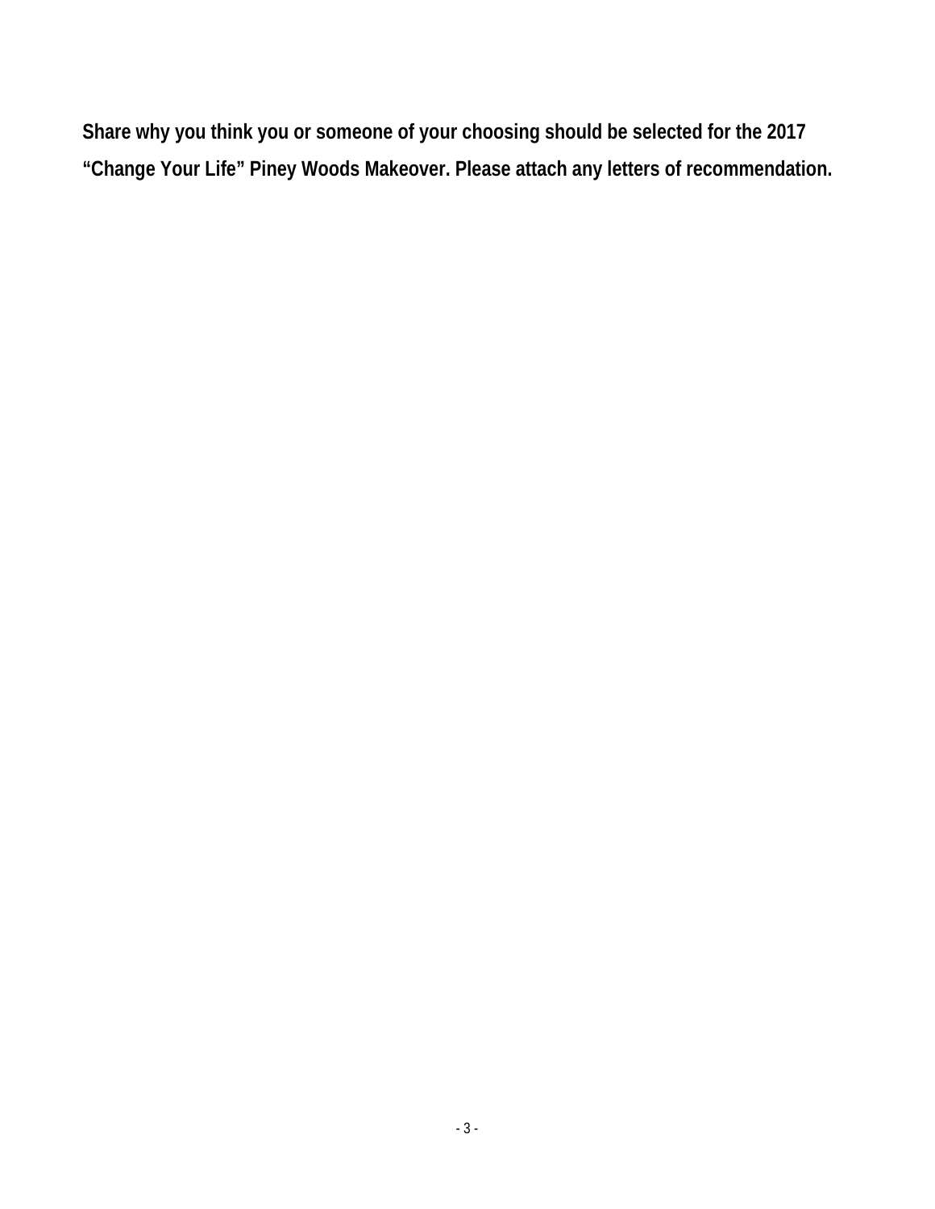**Share why you think you or someone of your choosing should be selected for the 2017 "Change Your Life" Piney Woods Makeover. Please attach any letters of recommendation.**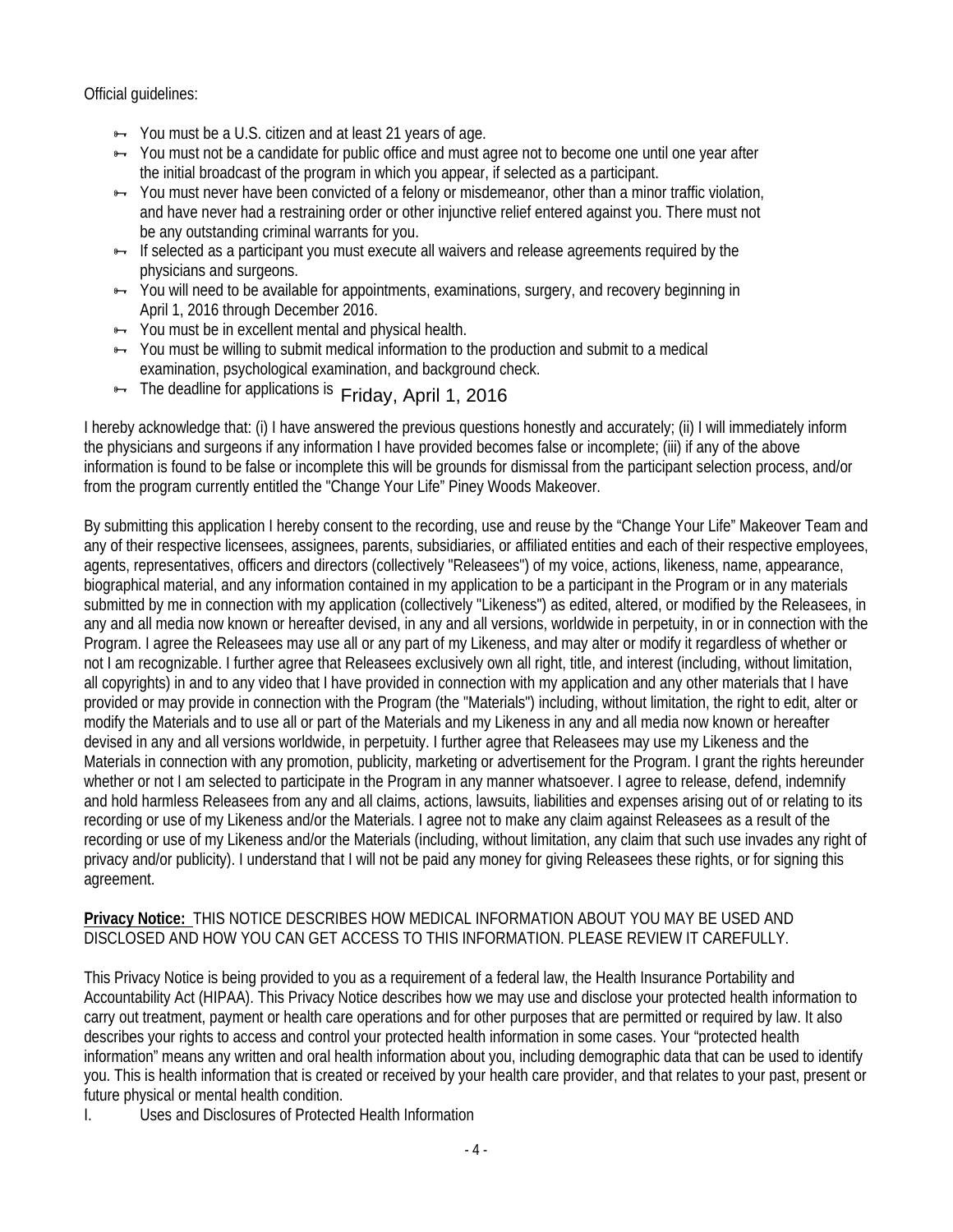Official guidelines:

- You must be a U.S. citizen and at least 21 years of age.
- You must not be a candidate for public office and must agree not to become one until one year after the initial broadcast of the program in which you appear, if selected as a participant.
- You must never have been convicted of a felony or misdemeanor, other than a minor traffic violation, and have never had a restraining order or other injunctive relief entered against you. There must not be any outstanding criminal warrants for you.
- If selected as a participant you must execute all waivers and release agreements required by the physicians and surgeons.
- You will need to be available for appointments, examinations, surgery, and recovery beginning in April 1, 2016 through December 2016.
- You must be in excellent mental and physical health.
- You must be willing to submit medical information to the production and submit to a medical examination, psychological examination, and background check.
- The deadline for applications is Friday, April 1, 2016

I hereby acknowledge that: (i) I have answered the previous questions honestly and accurately; (ii) I will immediately inform the physicians and surgeons if any information I have provided becomes false or incomplete; (iii) if any of the above information is found to be false or incomplete this will be grounds for dismissal from the participant selection process, and/or from the program currently entitled the "Change Your Life" Piney Woods Makeover.

By submitting this application I hereby consent to the recording, use and reuse by the "Change Your Life" Makeover Team and any of their respective licensees, assignees, parents, subsidiaries, or affiliated entities and each of their respective employees, agents, representatives, officers and directors (collectively "Releasees") of my voice, actions, likeness, name, appearance, biographical material, and any information contained in my application to be a participant in the Program or in any materials submitted by me in connection with my application (collectively "Likeness") as edited, altered, or modified by the Releasees, in any and all media now known or hereafter devised, in any and all versions, worldwide in perpetuity, in or in connection with the Program. I agree the Releasees may use all or any part of my Likeness, and may alter or modify it regardless of whether or not I am recognizable. I further agree that Releasees exclusively own all right, title, and interest (including, without limitation, all copyrights) in and to any video that I have provided in connection with my application and any other materials that I have provided or may provide in connection with the Program (the "Materials") including, without limitation, the right to edit, alter or modify the Materials and to use all or part of the Materials and my Likeness in any and all media now known or hereafter devised in any and all versions worldwide, in perpetuity. I further agree that Releasees may use my Likeness and the Materials in connection with any promotion, publicity, marketing or advertisement for the Program. I grant the rights hereunder whether or not I am selected to participate in the Program in any manner whatsoever. I agree to release, defend, indemnify and hold harmless Releasees from any and all claims, actions, lawsuits, liabilities and expenses arising out of or relating to its recording or use of my Likeness and/or the Materials. I agree not to make any claim against Releasees as a result of the recording or use of my Likeness and/or the Materials (including, without limitation, any claim that such use invades any right of privacy and/or publicity). I understand that I will not be paid any money for giving Releasees these rights, or for signing this agreement.

**Privacy Notice:** THIS NOTICE DESCRIBES HOW MEDICAL INFORMATION ABOUT YOU MAY BE USED AND DISCLOSED AND HOW YOU CAN GET ACCESS TO THIS INFORMATION. PLEASE REVIEW IT CAREFULLY.

This Privacy Notice is being provided to you as a requirement of a federal law, the Health Insurance Portability and Accountability Act (HIPAA). This Privacy Notice describes how we may use and disclose your protected health information to carry out treatment, payment or health care operations and for other purposes that are permitted or required by law. It also describes your rights to access and control your protected health information in some cases. Your "protected health information" means any written and oral health information about you, including demographic data that can be used to identify you. This is health information that is created or received by your health care provider, and that relates to your past, present or future physical or mental health condition.

I. Uses and Disclosures of Protected Health Information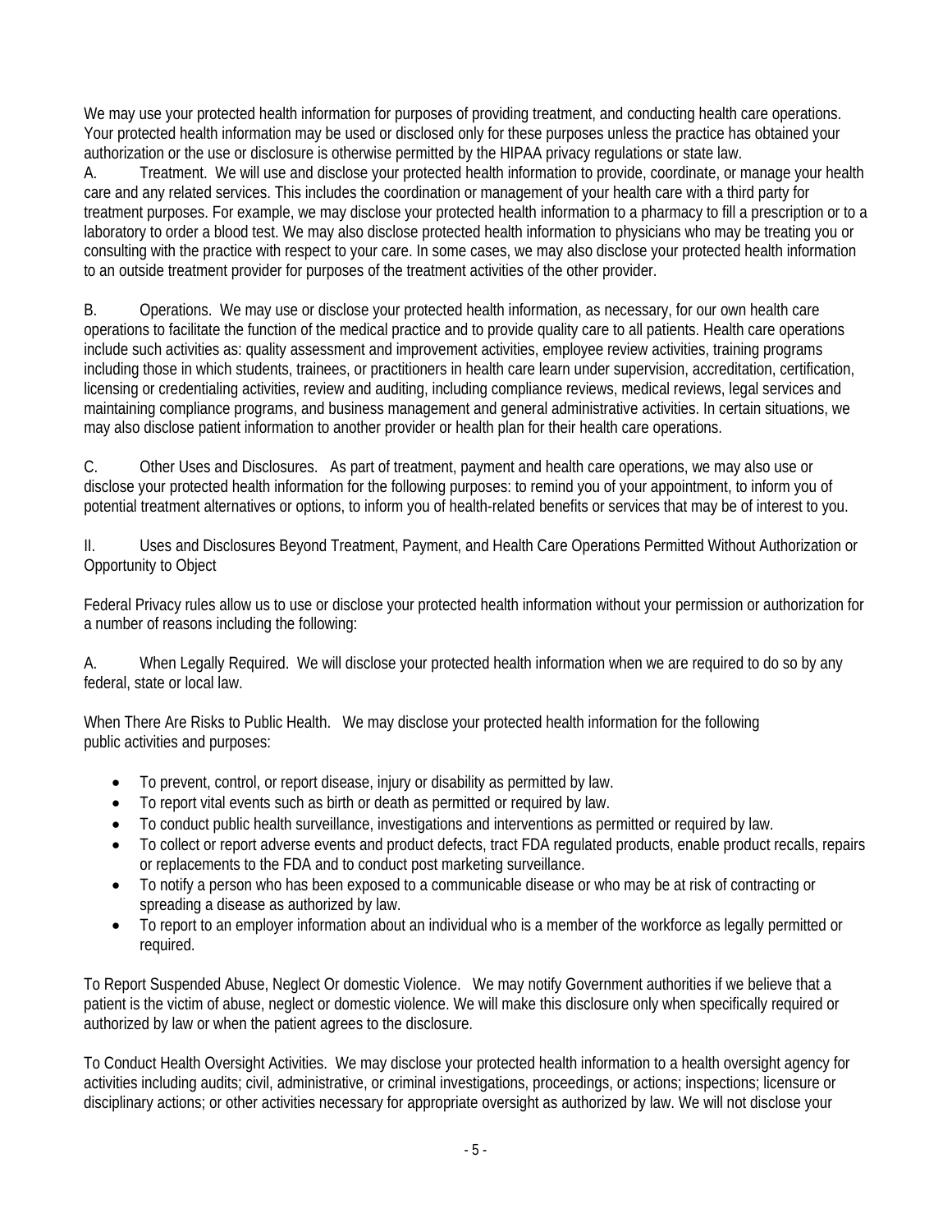We may use your protected health information for purposes of providing treatment, and conducting health care operations. Your protected health information may be used or disclosed only for these purposes unless the practice has obtained your authorization or the use or disclosure is otherwise permitted by the HIPAA privacy regulations or state law.

A. Treatment. We will use and disclose your protected health information to provide, coordinate, or manage your health care and any related services. This includes the coordination or management of your health care with a third party for treatment purposes. For example, we may disclose your protected health information to a pharmacy to fill a prescription or to a laboratory to order a blood test. We may also disclose protected health information to physicians who may be treating you or consulting with the practice with respect to your care. In some cases, we may also disclose your protected health information to an outside treatment provider for purposes of the treatment activities of the other provider.

B. Operations. We may use or disclose your protected health information, as necessary, for our own health care operations to facilitate the function of the medical practice and to provide quality care to all patients. Health care operations include such activities as: quality assessment and improvement activities, employee review activities, training programs including those in which students, trainees, or practitioners in health care learn under supervision, accreditation, certification, licensing or credentialing activities, review and auditing, including compliance reviews, medical reviews, legal services and maintaining compliance programs, and business management and general administrative activities. In certain situations, we may also disclose patient information to another provider or health plan for their health care operations.

C. Other Uses and Disclosures. As part of treatment, payment and health care operations, we may also use or disclose your protected health information for the following purposes: to remind you of your appointment, to inform you of potential treatment alternatives or options, to inform you of health-related benefits or services that may be of interest to you.

II. Uses and Disclosures Beyond Treatment, Payment, and Health Care Operations Permitted Without Authorization or Opportunity to Object

Federal Privacy rules allow us to use or disclose your protected health information without your permission or authorization for a number of reasons including the following:

A. When Legally Required. We will disclose your protected health information when we are required to do so by any federal, state or local law.

When There Are Risks to Public Health. We may disclose your protected health information for the following public activities and purposes:

- To prevent, control, or report disease, injury or disability as permitted by law.
- To report vital events such as birth or death as permitted or required by law.
- To conduct public health surveillance, investigations and interventions as permitted or required by law.
- To collect or report adverse events and product defects, tract FDA regulated products, enable product recalls, repairs or replacements to the FDA and to conduct post marketing surveillance.
- To notify a person who has been exposed to a communicable disease or who may be at risk of contracting or spreading a disease as authorized by law.
- To report to an employer information about an individual who is a member of the workforce as legally permitted or required.

To Report Suspended Abuse, Neglect Or domestic Violence. We may notify Government authorities if we believe that a patient is the victim of abuse, neglect or domestic violence. We will make this disclosure only when specifically required or authorized by law or when the patient agrees to the disclosure.

To Conduct Health Oversight Activities. We may disclose your protected health information to a health oversight agency for activities including audits; civil, administrative, or criminal investigations, proceedings, or actions; inspections; licensure or disciplinary actions; or other activities necessary for appropriate oversight as authorized by law. We will not disclose your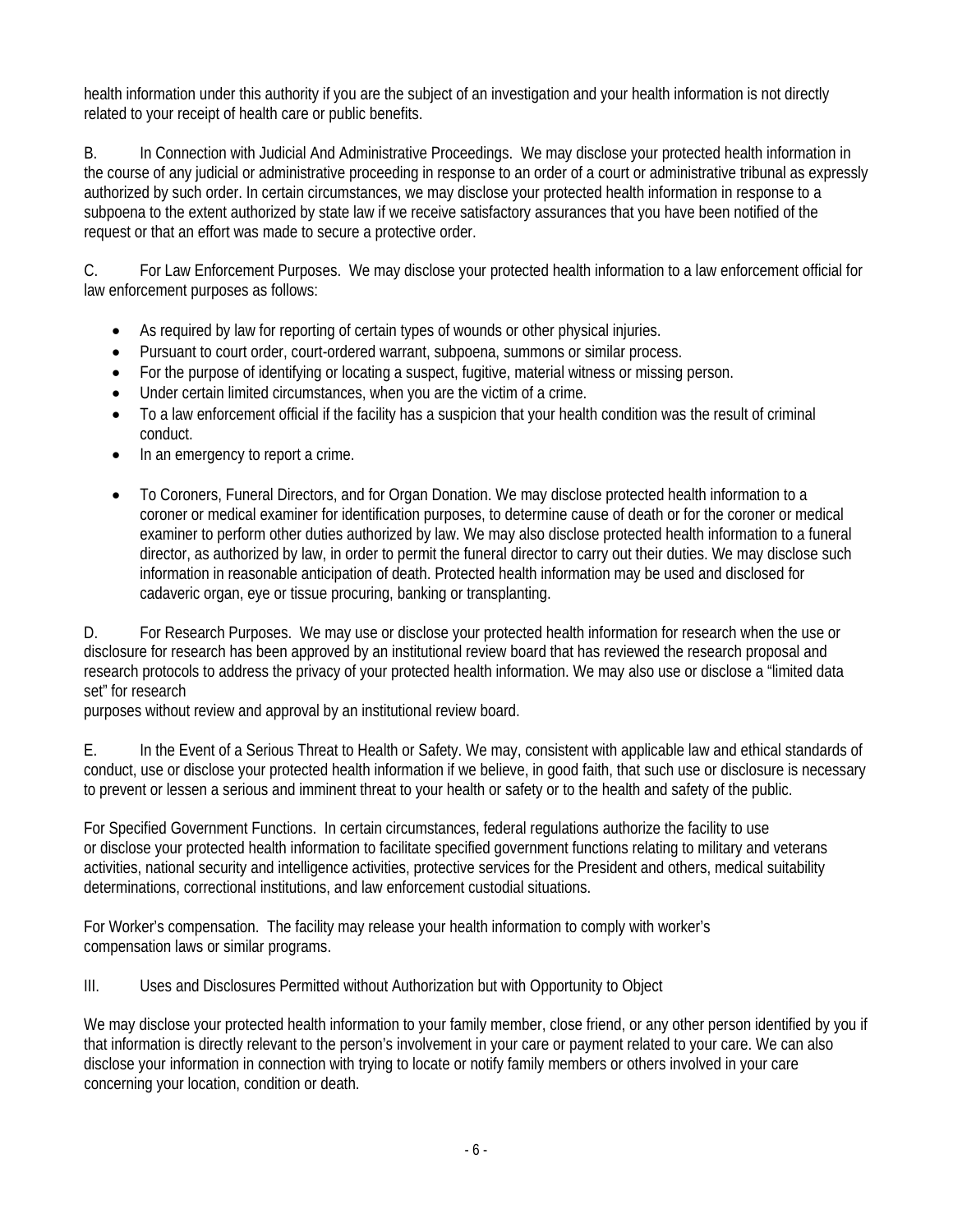health information under this authority if you are the subject of an investigation and your health information is not directly related to your receipt of health care or public benefits.

B. In Connection with Judicial And Administrative Proceedings. We may disclose your protected health information in the course of any judicial or administrative proceeding in response to an order of a court or administrative tribunal as expressly authorized by such order. In certain circumstances, we may disclose your protected health information in response to a subpoena to the extent authorized by state law if we receive satisfactory assurances that you have been notified of the request or that an effort was made to secure a protective order.

C. For Law Enforcement Purposes. We may disclose your protected health information to a law enforcement official for law enforcement purposes as follows:

- As required by law for reporting of certain types of wounds or other physical injuries.
- Pursuant to court order, court-ordered warrant, subpoena, summons or similar process.
- For the purpose of identifying or locating a suspect, fugitive, material witness or missing person.
- Under certain limited circumstances, when you are the victim of a crime.
- To a law enforcement official if the facility has a suspicion that your health condition was the result of criminal conduct.
- In an emergency to report a crime.
- To Coroners, Funeral Directors, and for Organ Donation. We may disclose protected health information to a coroner or medical examiner for identification purposes, to determine cause of death or for the coroner or medical examiner to perform other duties authorized by law. We may also disclose protected health information to a funeral director, as authorized by law, in order to permit the funeral director to carry out their duties. We may disclose such information in reasonable anticipation of death. Protected health information may be used and disclosed for cadaveric organ, eye or tissue procuring, banking or transplanting.

D. For Research Purposes. We may use or disclose your protected health information for research when the use or disclosure for research has been approved by an institutional review board that has reviewed the research proposal and research protocols to address the privacy of your protected health information. We may also use or disclose a "limited data set" for research purposes without review and approval by an institutional review board.

E. In the Event of a Serious Threat to Health or Safety. We may, consistent with applicable law and ethical standards of conduct, use or disclose your protected health information if we believe, in good faith, that such use or disclosure is necessary to prevent or lessen a serious and imminent threat to your health or safety or to the health and safety of the public.

For Specified Government Functions. In certain circumstances, federal regulations authorize the facility to use or disclose your protected health information to facilitate specified government functions relating to military and veterans activities, national security and intelligence activities, protective services for the President and others, medical suitability determinations, correctional institutions, and law enforcement custodial situations.

For Worker's compensation. The facility may release your health information to comply with worker's compensation laws or similar programs.

III. Uses and Disclosures Permitted without Authorization but with Opportunity to Object

We may disclose your protected health information to your family member, close friend, or any other person identified by you if that information is directly relevant to the person's involvement in your care or payment related to your care. We can also disclose your information in connection with trying to locate or notify family members or others involved in your care concerning your location, condition or death.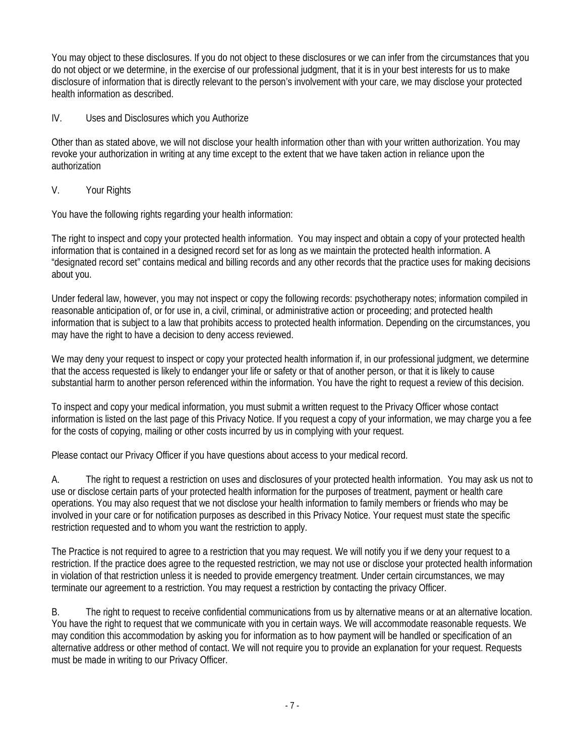You may object to these disclosures. If you do not object to these disclosures or we can infer from the circumstances that you do not object or we determine, in the exercise of our professional judgment, that it is in your best interests for us to make disclosure of information that is directly relevant to the person's involvement with your care, we may disclose your protected health information as described.

## IV. Uses and Disclosures which you Authorize

Other than as stated above, we will not disclose your health information other than with your written authorization. You may revoke your authorization in writing at any time except to the extent that we have taken action in reliance upon the authorization

## V. Your Rights

You have the following rights regarding your health information:

The right to inspect and copy your protected health information. You may inspect and obtain a copy of your protected health information that is contained in a designed record set for as long as we maintain the protected health information. A "designated record set" contains medical and billing records and any other records that the practice uses for making decisions about you.

Under federal law, however, you may not inspect or copy the following records: psychotherapy notes; information compiled in reasonable anticipation of, or for use in, a civil, criminal, or administrative action or proceeding; and protected health information that is subject to a law that prohibits access to protected health information. Depending on the circumstances, you may have the right to have a decision to deny access reviewed.

We may deny your request to inspect or copy your protected health information if, in our professional judgment, we determine that the access requested is likely to endanger your life or safety or that of another person, or that it is likely to cause substantial harm to another person referenced within the information. You have the right to request a review of this decision.

To inspect and copy your medical information, you must submit a written request to the Privacy Officer whose contact information is listed on the last page of this Privacy Notice. If you request a copy of your information, we may charge you a fee for the costs of copying, mailing or other costs incurred by us in complying with your request.

Please contact our Privacy Officer if you have questions about access to your medical record.

A. The right to request a restriction on uses and disclosures of your protected health information. You may ask us not to use or disclose certain parts of your protected health information for the purposes of treatment, payment or health care operations. You may also request that we not disclose your health information to family members or friends who may be involved in your care or for notification purposes as described in this Privacy Notice. Your request must state the specific restriction requested and to whom you want the restriction to apply.

The Practice is not required to agree to a restriction that you may request. We will notify you if we deny your request to a restriction. If the practice does agree to the requested restriction, we may not use or disclose your protected health information in violation of that restriction unless it is needed to provide emergency treatment. Under certain circumstances, we may terminate our agreement to a restriction. You may request a restriction by contacting the privacy Officer.

B. The right to request to receive confidential communications from us by alternative means or at an alternative location. You have the right to request that we communicate with you in certain ways. We will accommodate reasonable requests. We may condition this accommodation by asking you for information as to how payment will be handled or specification of an alternative address or other method of contact. We will not require you to provide an explanation for your request. Requests must be made in writing to our Privacy Officer.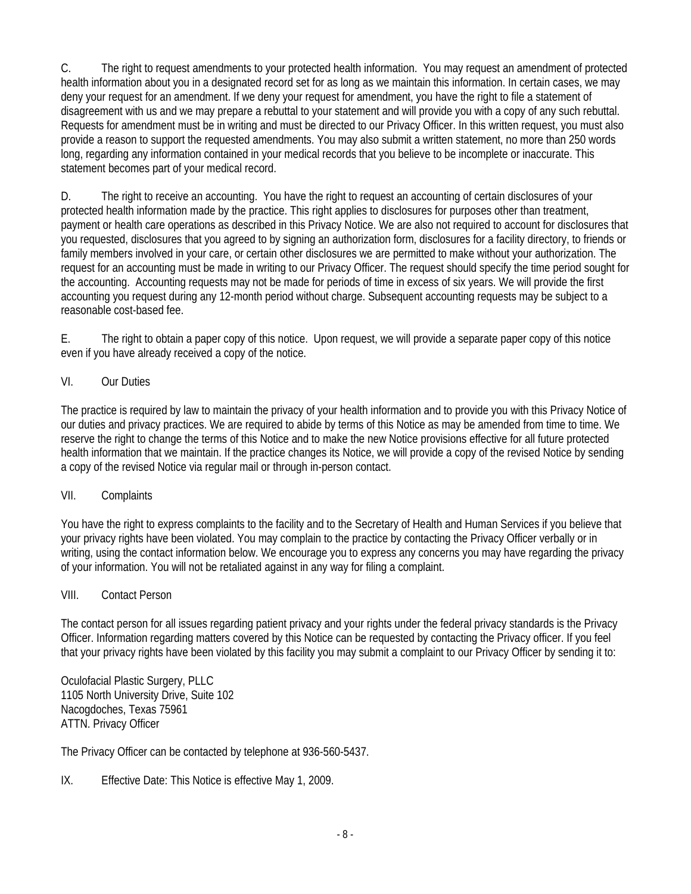C. The right to request amendments to your protected health information. You may request an amendment of protected health information about you in a designated record set for as long as we maintain this information. In certain cases, we may deny your request for an amendment. If we deny your request for amendment, you have the right to file a statement of disagreement with us and we may prepare a rebuttal to your statement and will provide you with a copy of any such rebuttal. Requests for amendment must be in writing and must be directed to our Privacy Officer. In this written request, you must also provide a reason to support the requested amendments. You may also submit a written statement, no more than 250 words long, regarding any information contained in your medical records that you believe to be incomplete or inaccurate. This statement becomes part of your medical record.

D. The right to receive an accounting. You have the right to request an accounting of certain disclosures of your protected health information made by the practice. This right applies to disclosures for purposes other than treatment, payment or health care operations as described in this Privacy Notice. We are also not required to account for disclosures that you requested, disclosures that you agreed to by signing an authorization form, disclosures for a facility directory, to friends or family members involved in your care, or certain other disclosures we are permitted to make without your authorization. The request for an accounting must be made in writing to our Privacy Officer. The request should specify the time period sought for the accounting. Accounting requests may not be made for periods of time in excess of six years. We will provide the first accounting you request during any 12-month period without charge. Subsequent accounting requests may be subject to a reasonable cost-based fee.

E. The right to obtain a paper copy of this notice. Upon request, we will provide a separate paper copy of this notice even if you have already received a copy of the notice.

## VI. Our Duties

The practice is required by law to maintain the privacy of your health information and to provide you with this Privacy Notice of our duties and privacy practices. We are required to abide by terms of this Notice as may be amended from time to time. We reserve the right to change the terms of this Notice and to make the new Notice provisions effective for all future protected health information that we maintain. If the practice changes its Notice, we will provide a copy of the revised Notice by sending a copy of the revised Notice via regular mail or through in-person contact.

## VII. Complaints

You have the right to express complaints to the facility and to the Secretary of Health and Human Services if you believe that your privacy rights have been violated. You may complain to the practice by contacting the Privacy Officer verbally or in writing, using the contact information below. We encourage you to express any concerns you may have regarding the privacy of your information. You will not be retaliated against in any way for filing a complaint.

## VIII. Contact Person

The contact person for all issues regarding patient privacy and your rights under the federal privacy standards is the Privacy Officer. Information regarding matters covered by this Notice can be requested by contacting the Privacy officer. If you feel that your privacy rights have been violated by this facility you may submit a complaint to our Privacy Officer by sending it to:

Oculofacial Plastic Surgery, PLLC
1105 North University Drive, Suite 102
Nacogdoches, Texas 75961
ATTN. Privacy Officer

The Privacy Officer can be contacted by telephone at 936-560-5437.

## IX. Effective Date: This Notice is effective May 1, 2009.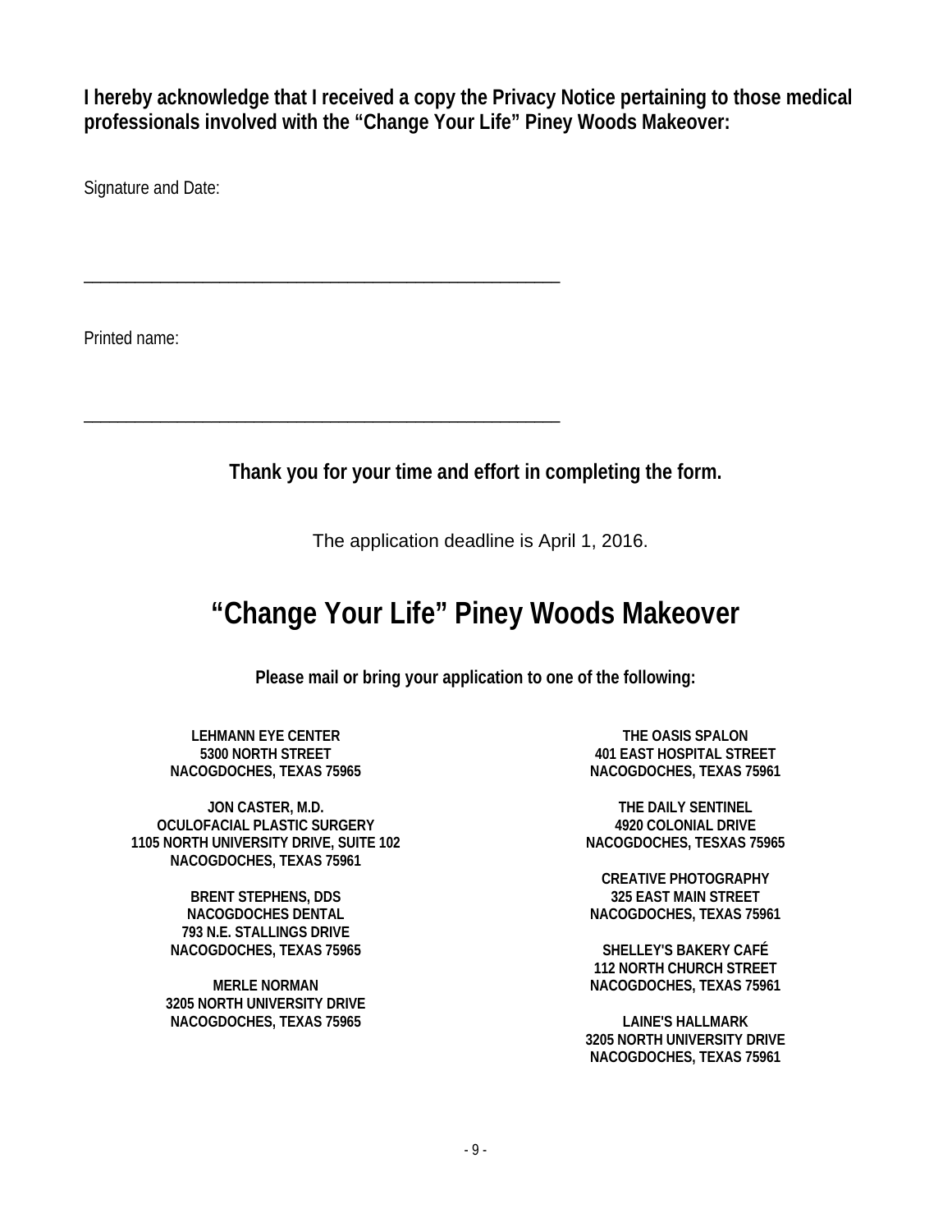**I hereby acknowledge that I received a copy the Privacy Notice pertaining to those medical professionals involved with the "Change Your Life" Piney Woods Makeover:**

Signature and Date:

\_\_\_\_\_\_\_\_\_\_\_\_\_\_\_\_\_\_\_\_\_\_\_\_\_\_\_\_\_\_\_\_\_\_\_\_\_\_\_\_\_\_\_\_\_\_\_\_\_\_\_\_

Printed name:

\_\_\_\_\_\_\_\_\_\_\_\_\_\_\_\_\_\_\_\_\_\_\_\_\_\_\_\_\_\_\_\_\_\_\_\_\_\_\_\_\_\_\_\_\_\_\_\_\_\_\_\_

**Thank you for your time and effort in completing the form.**

The application deadline is April 1, 2016.

# "Change Your Life" Piney Woods Makeover

**Please mail or bring your application to one of the following:**

**LEHMANN EYE CENTER**
**5300 NORTH STREET**
**NACOGDOCHES, TEXAS 75965**

**JON CASTER, M.D.**
**OCULOFACIAL PLASTIC SURGERY**
**1105 NORTH UNIVERSITY DRIVE, SUITE 102**
**NACOGDOCHES, TEXAS 75961**

**BRENT STEPHENS, DDS**
**NACOGDOCHES DENTAL**
**793 N.E. STALLINGS DRIVE**
**NACOGDOCHES, TEXAS 75965**

**MERLE NORMAN**
**3205 NORTH UNIVERSITY DRIVE**
**NACOGDOCHES, TEXAS 75965**

**THE OASIS SPALON**
**401 EAST HOSPITAL STREET**
**NACOGDOCHES, TEXAS 75961**

**THE DAILY SENTINEL**
**4920 COLONIAL DRIVE**
**NACOGDOCHES, TESXAS 75965**

**CREATIVE PHOTOGRAPHY**
**325 EAST MAIN STREET**
**NACOGDOCHES, TEXAS 75961**

**SHELLEY'S BAKERY CAFÉ**
**112 NORTH CHURCH STREET**
**NACOGDOCHES, TEXAS 75961**

**LAINE'S HALLMARK**
**3205 NORTH UNIVERSITY DRIVE**
**NACOGDOCHES, TEXAS 75961**